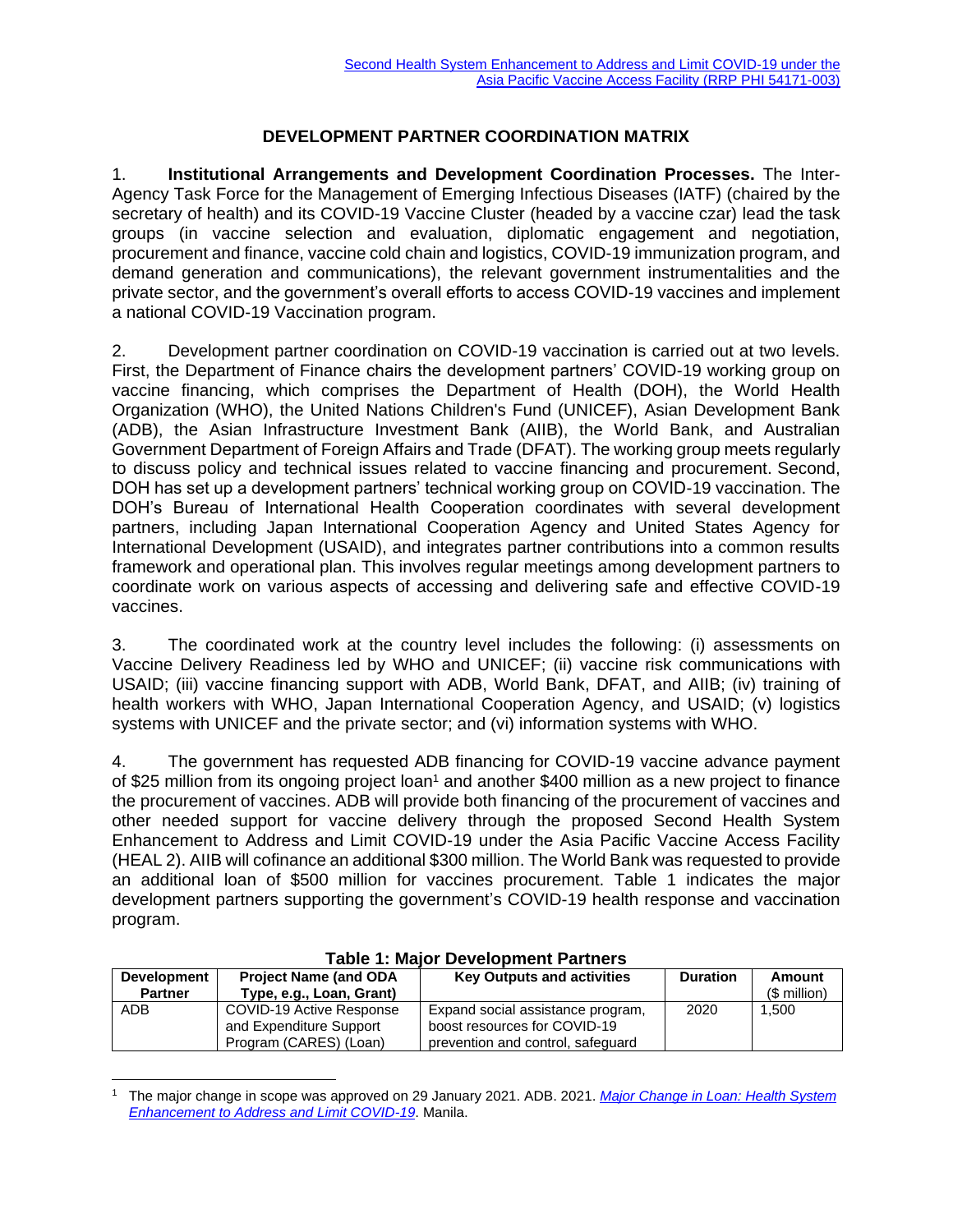# DEVELOPMENT PARTNER COORDINATION MATRIX

1. **Institutional Arrangements and Development Coordination Processes.** The Inter-Agency Task Force for the Management of Emerging Infectious Diseases (IATF) (chaired by the secretary of health) and its COVID-19 Vaccine Cluster (headed by a vaccine czar) lead the task groups (in vaccine selection and evaluation, diplomatic engagement and negotiation, procurement and finance, vaccine cold chain and logistics, COVID-19 immunization program, and demand generation and communications), the relevant government instrumentalities and the private sector, and the government's overall efforts to access COVID-19 vaccines and implement a national COVID-19 Vaccination program.

2. Development partner coordination on COVID-19 vaccination is carried out at two levels. First, the Department of Finance chairs the development partners' COVID-19 working group on vaccine financing, which comprises the Department of Health (DOH), the World Health Organization (WHO), the United Nations Children's Fund (UNICEF), Asian Development Bank (ADB), the Asian Infrastructure Investment Bank (AIIB), the World Bank, and Australian Government Department of Foreign Affairs and Trade (DFAT). The working group meets regularly to discuss policy and technical issues related to vaccine financing and procurement. Second, DOH has set up a development partners' technical working group on COVID-19 vaccination. The DOH's Bureau of International Health Cooperation coordinates with several development partners, including Japan International Cooperation Agency and United States Agency for International Development (USAID), and integrates partner contributions into a common results framework and operational plan. This involves regular meetings among development partners to coordinate work on various aspects of accessing and delivering safe and effective COVID-19 vaccines.

3. The coordinated work at the country level includes the following: (i) assessments on Vaccine Delivery Readiness led by WHO and UNICEF; (ii) vaccine risk communications with USAID; (iii) vaccine financing support with ADB, World Bank, DFAT, and AIIB; (iv) training of health workers with WHO, Japan International Cooperation Agency, and USAID; (v) logistics systems with UNICEF and the private sector; and (vi) information systems with WHO.

4. The government has requested ADB financing for COVID-19 vaccine advance payment of $25 million from its ongoing project loan[1] and another $400 million as a new project to finance the procurement of vaccines. ADB will provide both financing of the procurement of vaccines and other needed support for vaccine delivery through the proposed Second Health System Enhancement to Address and Limit COVID-19 under the Asia Pacific Vaccine Access Facility (HEAL 2). AIIB will cofinance an additional $300 million. The World Bank was requested to provide an additional loan of $500 million for vaccines procurement. Table 1 indicates the major development partners supporting the government's COVID-19 health response and vaccination program.

**Table 1: Major Development Partners**

| Development Partner | Project Name (and ODA Type, e.g., Loan, Grant) | Key Outputs and activities | Duration | Amount ($ million) |
|---|---|---|---|---|
| ADB | COVID-19 Active Response and Expenditure Support Program (CARES) (Loan) | Expand social assistance program, boost resources for COVID-19 prevention and control, safeguard | 2020 | 1,500 |

[1] The major change in scope was approved on 29 January 2021. ADB. 2021. *Major Change in Loan: Health System Enhancement to Address and Limit COVID-19*. Manila.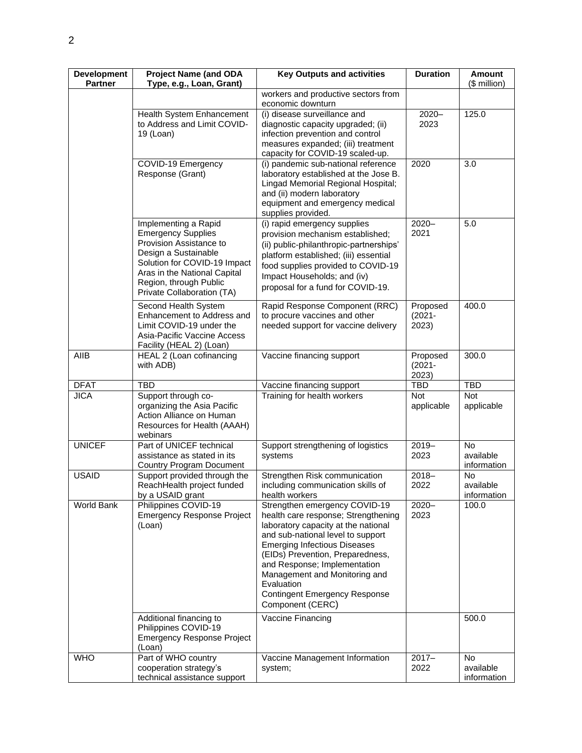| Development Partner | Project Name (and ODA Type, e.g., Loan, Grant) | Key Outputs and activities | Duration | Amount ($ million) |
|---|---|---|---|---|
| | | workers and productive sectors from economic downturn | | |
| | Health System Enhancement to Address and Limit COVID-19 (Loan) | (i) disease surveillance and diagnostic capacity upgraded; (ii) infection prevention and control measures expanded; (iii) treatment capacity for COVID-19 scaled-up. | 2020–2023 | 125.0 |
| | COVID-19 Emergency Response (Grant) | (i) pandemic sub-national reference laboratory established at the Jose B. Lingad Memorial Regional Hospital; and (ii) modern laboratory equipment and emergency medical supplies provided. | 2020 | 3.0 |
| | Implementing a Rapid Emergency Supplies Provision Assistance to Design a Sustainable Solution for COVID-19 Impact Aras in the National Capital Region, through Public Private Collaboration (TA) | (i) rapid emergency supplies provision mechanism established; (ii) public-philanthropic-partnerships' platform established; (iii) essential food supplies provided to COVID-19 Impact Households; and (iv) proposal for a fund for COVID-19. | 2020–2021 | 5.0 |
| | Second Health System Enhancement to Address and Limit COVID-19 under the Asia-Pacific Vaccine Access Facility (HEAL 2) (Loan) | Rapid Response Component (RRC) to procure vaccines and other needed support for vaccine delivery | Proposed (2021-2023) | 400.0 |
| AIIB | HEAL 2 (Loan cofinancing with ADB) | Vaccine financing support | Proposed (2021-2023) | 300.0 |
| DFAT | TBD | Vaccine financing support | TBD | TBD |
| JICA | Support through co-organizing the Asia Pacific Action Alliance on Human Resources for Health (AAAH) webinars | Training for health workers | Not applicable | Not applicable |
| UNICEF | Part of UNICEF technical assistance as stated in its Country Program Document | Support strengthening of logistics systems | 2019–2023 | No available information |
| USAID | Support provided through the ReachHealth project funded by a USAID grant | Strengthen Risk communication including communication skills of health workers | 2018–2022 | No available information |
| World Bank | Philippines COVID-19 Emergency Response Project (Loan) | Strengthen emergency COVID-19 health care response; Strengthening laboratory capacity at the national and sub-national level to support Emerging Infectious Diseases (EIDs) Prevention, Preparedness, and Response; Implementation Management and Monitoring and Evaluation Contingent Emergency Response Component (CERC) | 2020–2023 | 100.0 |
| | Additional financing to Philippines COVID-19 Emergency Response Project (Loan) | Vaccine Financing | | 500.0 |
| WHO | Part of WHO country cooperation strategy's technical assistance support | Vaccine Management Information system; | 2017–2022 | No available information |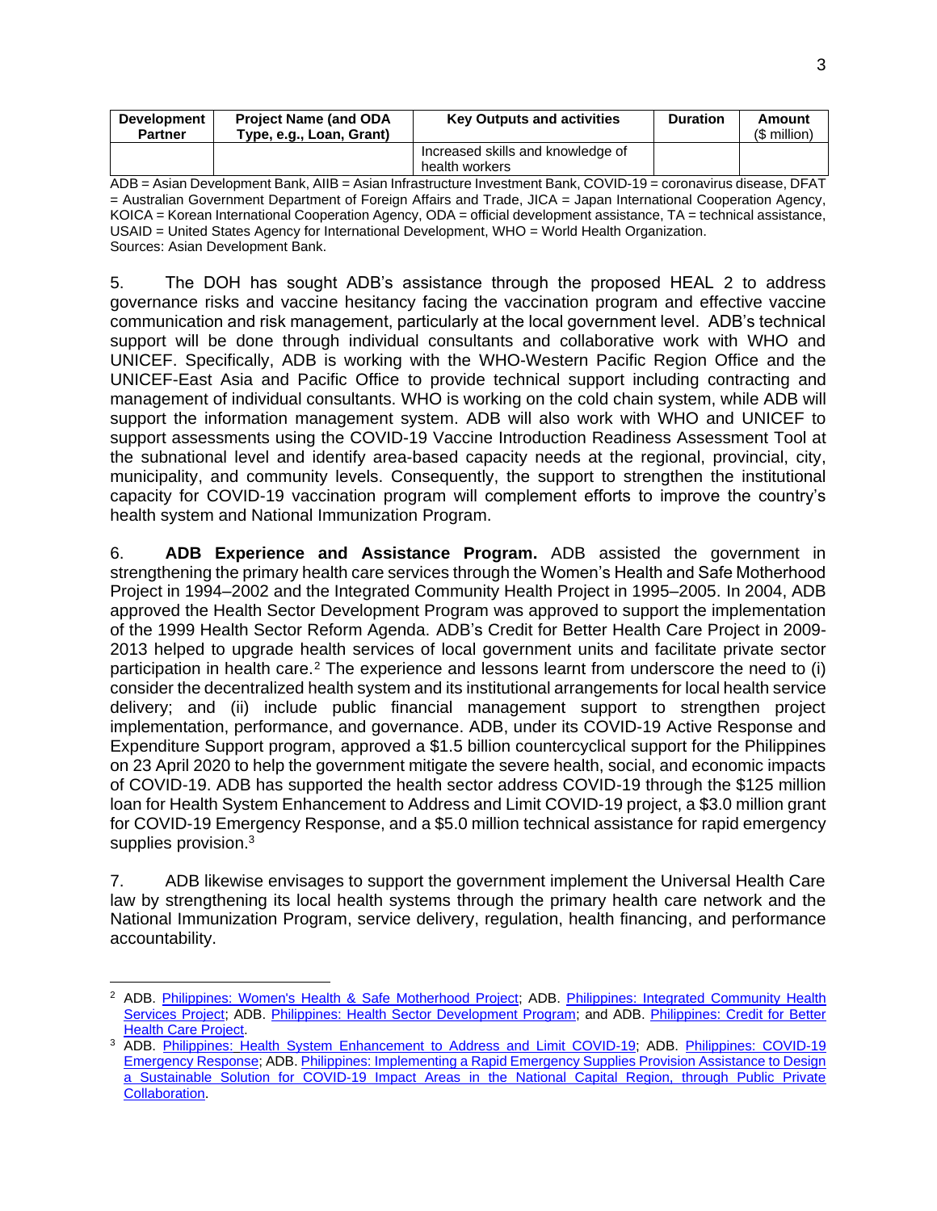| Development Partner | Project Name (and ODA Type, e.g., Loan, Grant) | Key Outputs and activities | Duration | Amount ($ million) |
|---|---|---|---|---|
| | | Increased skills and knowledge of health workers | | |

ADB = Asian Development Bank, AIIB = Asian Infrastructure Investment Bank, COVID-19 = coronavirus disease, DFAT = Australian Government Department of Foreign Affairs and Trade, JICA = Japan International Cooperation Agency, KOICA = Korean International Cooperation Agency, ODA = official development assistance, TA = technical assistance, USAID = United States Agency for International Development, WHO = World Health Organization.
Sources: Asian Development Bank.

5. The DOH has sought ADB's assistance through the proposed HEAL 2 to address governance risks and vaccine hesitancy facing the vaccination program and effective vaccine communication and risk management, particularly at the local government level. ADB's technical support will be done through individual consultants and collaborative work with WHO and UNICEF. Specifically, ADB is working with the WHO-Western Pacific Region Office and the UNICEF-East Asia and Pacific Office to provide technical support including contracting and management of individual consultants. WHO is working on the cold chain system, while ADB will support the information management system. ADB will also work with WHO and UNICEF to support assessments using the COVID-19 Vaccine Introduction Readiness Assessment Tool at the subnational level and identify area-based capacity needs at the regional, provincial, city, municipality, and community levels. Consequently, the support to strengthen the institutional capacity for COVID-19 vaccination program will complement efforts to improve the country's health system and National Immunization Program.

6. **ADB Experience and Assistance Program.** ADB assisted the government in strengthening the primary health care services through the Women's Health and Safe Motherhood Project in 1994–2002 and the Integrated Community Health Project in 1995–2005. In 2004, ADB approved the Health Sector Development Program was approved to support the implementation of the 1999 Health Sector Reform Agenda. ADB's Credit for Better Health Care Project in 2009-2013 helped to upgrade health services of local government units and facilitate private sector participation in health care.[2] The experience and lessons learnt from underscore the need to (i) consider the decentralized health system and its institutional arrangements for local health service delivery; and (ii) include public financial management support to strengthen project implementation, performance, and governance. ADB, under its COVID-19 Active Response and Expenditure Support program, approved a $1.5 billion countercyclical support for the Philippines on 23 April 2020 to help the government mitigate the severe health, social, and economic impacts of COVID-19. ADB has supported the health sector address COVID-19 through the $125 million loan for Health System Enhancement to Address and Limit COVID-19 project, a $3.0 million grant for COVID-19 Emergency Response, and a $5.0 million technical assistance for rapid emergency supplies provision.[3]

7. ADB likewise envisages to support the government implement the Universal Health Care law by strengthening its local health systems through the primary health care network and the National Immunization Program, service delivery, regulation, health financing, and performance accountability.

[2] ADB. Philippines: Women's Health & Safe Motherhood Project; ADB. Philippines: Integrated Community Health Services Project; ADB. Philippines: Health Sector Development Program; and ADB. Philippines: Credit for Better Health Care Project.

[3] ADB. Philippines: Health System Enhancement to Address and Limit COVID-19; ADB. Philippines: COVID-19 Emergency Response; ADB. Philippines: Implementing a Rapid Emergency Supplies Provision Assistance to Design a Sustainable Solution for COVID-19 Impact Areas in the National Capital Region, through Public Private Collaboration.